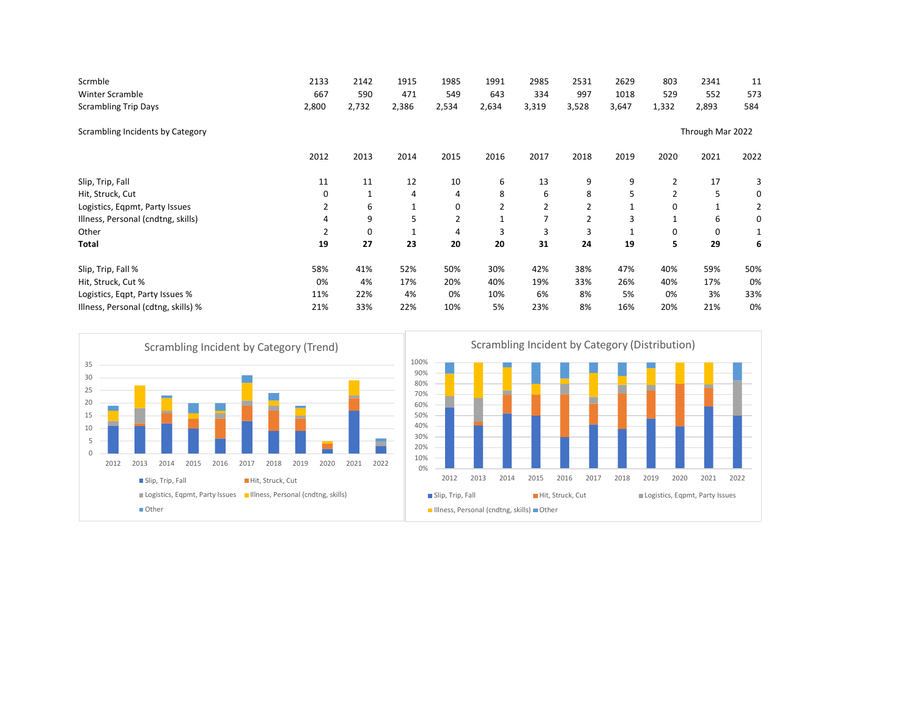| | 2012 | 2013 | 2014 | 2015 | 2016 | 2017 | 2018 | 2019 | 2020 | 2021 | 2022 |
|---|---|---|---|---|---|---|---|---|---|---|---|
| Scrmble | 2133 | 2142 | 1915 | 1985 | 1991 | 2985 | 2531 | 2629 | 803 | 2341 | 11 |
| Winter Scramble | 667 | 590 | 471 | 549 | 643 | 334 | 997 | 1018 | 529 | 552 | 573 |
| Scrambling Trip Days | 2,800 | 2,732 | 2,386 | 2,534 | 2,634 | 3,319 | 3,528 | 3,647 | 1,332 | 2,893 | 584 |

Scrambling Incidents by Category — Through Mar 2022

| | 2012 | 2013 | 2014 | 2015 | 2016 | 2017 | 2018 | 2019 | 2020 | 2021 | 2022 |
|---|---|---|---|---|---|---|---|---|---|---|---|
| Slip, Trip, Fall | 11 | 11 | 12 | 10 | 6 | 13 | 9 | 9 | 2 | 17 | 3 |
| Hit, Struck, Cut | 0 | 1 | 4 | 4 | 8 | 6 | 8 | 5 | 2 | 5 | 0 |
| Logistics, Eqpmt, Party Issues | 2 | 6 | 1 | 0 | 2 | 2 | 2 | 1 | 0 | 1 | 2 |
| Illness, Personal (cndtng, skills) | 4 | 9 | 5 | 2 | 1 | 7 | 2 | 3 | 1 | 6 | 0 |
| Other | 2 | 0 | 1 | 4 | 3 | 3 | 3 | 1 | 0 | 0 | 1 |
| **Total** | **19** | **27** | **23** | **20** | **20** | **31** | **24** | **19** | **5** | **29** | **6** |
| | | | | | | | | | | | |
| Slip, Trip, Fall % | 58% | 41% | 52% | 50% | 30% | 42% | 38% | 47% | 40% | 59% | 50% |
| Hit, Struck, Cut % | 0% | 4% | 17% | 20% | 40% | 19% | 33% | 26% | 40% | 17% | 0% |
| Logistics, Eqpt, Party Issues % | 11% | 22% | 4% | 0% | 10% | 6% | 8% | 5% | 0% | 3% | 33% |
| Illness, Personal (cdtng, skills) % | 21% | 33% | 22% | 10% | 5% | 23% | 8% | 16% | 20% | 21% | 0% |

Scrambling Incident by Category (Trend)

Scrambling Incident by Category (Distribution)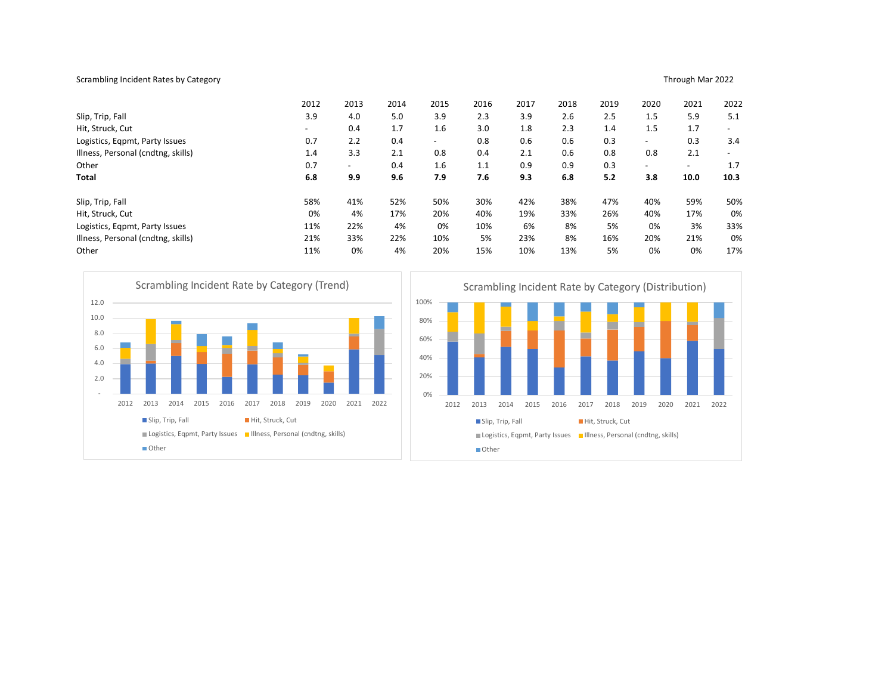Scrambling Incident Rates by Category

Through Mar 2022

| | 2012 | 2013 | 2014 | 2015 | 2016 | 2017 | 2018 | 2019 | 2020 | 2021 | 2022 |
|---|---|---|---|---|---|---|---|---|---|---|---|
| Slip, Trip, Fall | 3.9 | 4.0 | 5.0 | 3.9 | 2.3 | 3.9 | 2.6 | 2.5 | 1.5 | 5.9 | 5.1 |
| Hit, Struck, Cut | - | 0.4 | 1.7 | 1.6 | 3.0 | 1.8 | 2.3 | 1.4 | 1.5 | 1.7 | - |
| Logistics, Eqpmt, Party Issues | 0.7 | 2.2 | 0.4 | - | 0.8 | 0.6 | 0.6 | 0.3 | - | 0.3 | 3.4 |
| Illness, Personal (cndtng, skills) | 1.4 | 3.3 | 2.1 | 0.8 | 0.4 | 2.1 | 0.6 | 0.8 | 0.8 | 2.1 | - |
| Other | 0.7 | - | 0.4 | 1.6 | 1.1 | 0.9 | 0.9 | 0.3 | - | - | 1.7 |
| **Total** | **6.8** | **9.9** | **9.6** | **7.9** | **7.6** | **9.3** | **6.8** | **5.2** | **3.8** | **10.0** | **10.3** |

| | 2012 | 2013 | 2014 | 2015 | 2016 | 2017 | 2018 | 2019 | 2020 | 2021 | 2022 |
|---|---|---|---|---|---|---|---|---|---|---|---|
| Slip, Trip, Fall | 58% | 41% | 52% | 50% | 30% | 42% | 38% | 47% | 40% | 59% | 50% |
| Hit, Struck, Cut | 0% | 4% | 17% | 20% | 40% | 19% | 33% | 26% | 40% | 17% | 0% |
| Logistics, Eqpmt, Party Issues | 11% | 22% | 4% | 0% | 10% | 6% | 8% | 5% | 0% | 3% | 33% |
| Illness, Personal (cndtng, skills) | 21% | 33% | 22% | 10% | 5% | 23% | 8% | 16% | 20% | 21% | 0% |
| Other | 11% | 0% | 4% | 20% | 15% | 10% | 13% | 5% | 0% | 0% | 17% |

Scrambling Incident Rate by Category (Trend)

Scrambling Incident Rate by Category (Distribution)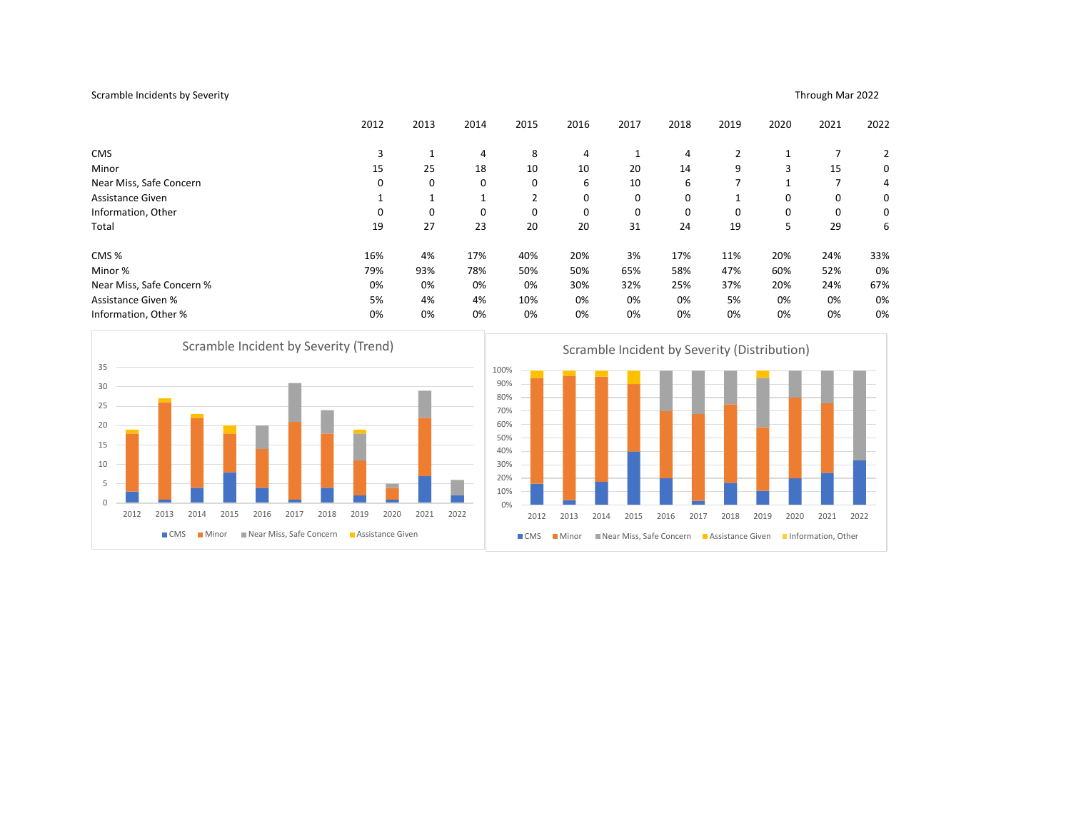Scramble Incidents by Severity

Through Mar 2022

| | 2012 | 2013 | 2014 | 2015 | 2016 | 2017 | 2018 | 2019 | 2020 | 2021 | 2022 |
|---|---|---|---|---|---|---|---|---|---|---|---|
| CMS | 3 | 1 | 4 | 8 | 4 | 1 | 4 | 2 | 1 | 7 | 2 |
| Minor | 15 | 25 | 18 | 10 | 10 | 20 | 14 | 9 | 3 | 15 | 0 |
| Near Miss, Safe Concern | 0 | 0 | 0 | 0 | 6 | 10 | 6 | 7 | 1 | 7 | 4 |
| Assistance Given | 1 | 1 | 1 | 2 | 0 | 0 | 0 | 1 | 0 | 0 | 0 |
| Information, Other | 0 | 0 | 0 | 0 | 0 | 0 | 0 | 0 | 0 | 0 | 0 |
| Total | 19 | 27 | 23 | 20 | 20 | 31 | 24 | 19 | 5 | 29 | 6 |
| | | | | | | | | | | | |
| CMS % | 16% | 4% | 17% | 40% | 20% | 3% | 17% | 11% | 20% | 24% | 33% |
| Minor % | 79% | 93% | 78% | 50% | 50% | 65% | 58% | 47% | 60% | 52% | 0% |
| Near Miss, Safe Concern % | 0% | 0% | 0% | 0% | 30% | 32% | 25% | 37% | 20% | 24% | 67% |
| Assistance Given % | 5% | 4% | 4% | 10% | 0% | 0% | 0% | 5% | 0% | 0% | 0% |
| Information, Other % | 0% | 0% | 0% | 0% | 0% | 0% | 0% | 0% | 0% | 0% | 0% |

Scramble Incident by Severity (Trend)

Scramble Incident by Severity (Distribution)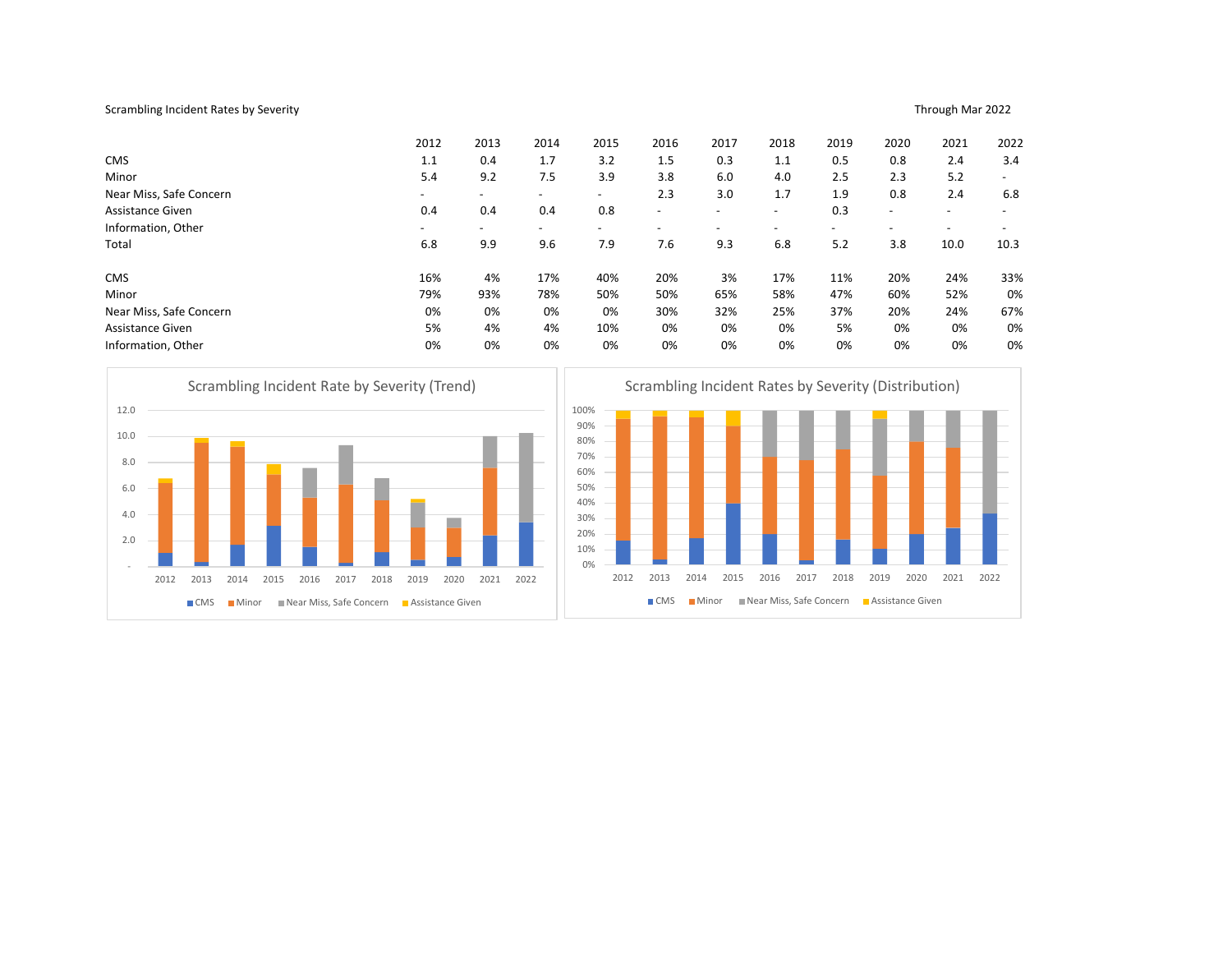Scrambling Incident Rates by Severity

Through Mar 2022

| | 2012 | 2013 | 2014 | 2015 | 2016 | 2017 | 2018 | 2019 | 2020 | 2021 | 2022 |
|---|---|---|---|---|---|---|---|---|---|---|---|
| CMS | 1.1 | 0.4 | 1.7 | 3.2 | 1.5 | 0.3 | 1.1 | 0.5 | 0.8 | 2.4 | 3.4 |
| Minor | 5.4 | 9.2 | 7.5 | 3.9 | 3.8 | 6.0 | 4.0 | 2.5 | 2.3 | 5.2 | - |
| Near Miss, Safe Concern | - | - | - | - | 2.3 | 3.0 | 1.7 | 1.9 | 0.8 | 2.4 | 6.8 |
| Assistance Given | 0.4 | 0.4 | 0.4 | 0.8 | - | - | - | 0.3 | - | - | - |
| Information, Other | - | - | - | - | - | - | - | - | - | - | - |
| Total | 6.8 | 9.9 | 9.6 | 7.9 | 7.6 | 9.3 | 6.8 | 5.2 | 3.8 | 10.0 | 10.3 |
| | | | | | | | | | | | |
| CMS | 16% | 4% | 17% | 40% | 20% | 3% | 17% | 11% | 20% | 24% | 33% |
| Minor | 79% | 93% | 78% | 50% | 50% | 65% | 58% | 47% | 60% | 52% | 0% |
| Near Miss, Safe Concern | 0% | 0% | 0% | 0% | 30% | 32% | 25% | 37% | 20% | 24% | 67% |
| Assistance Given | 5% | 4% | 4% | 10% | 0% | 0% | 0% | 5% | 0% | 0% | 0% |
| Information, Other | 0% | 0% | 0% | 0% | 0% | 0% | 0% | 0% | 0% | 0% | 0% |

Scrambling Incident Rate by Severity (Trend)

12.0
10.0
8.0
6.0
4.0
2.0
-

2012 2013 2014 2015 2016 2017 2018 2019 2020 2021 2022

CMS Minor Near Miss, Safe Concern Assistance Given

Scrambling Incident Rates by Severity (Distribution)

100%
90%
80%
70%
60%
50%
40%
30%
20%
10%
0%

2012 2013 2014 2015 2016 2017 2018 2019 2020 2021 2022

CMS Minor Near Miss, Safe Concern Assistance Given